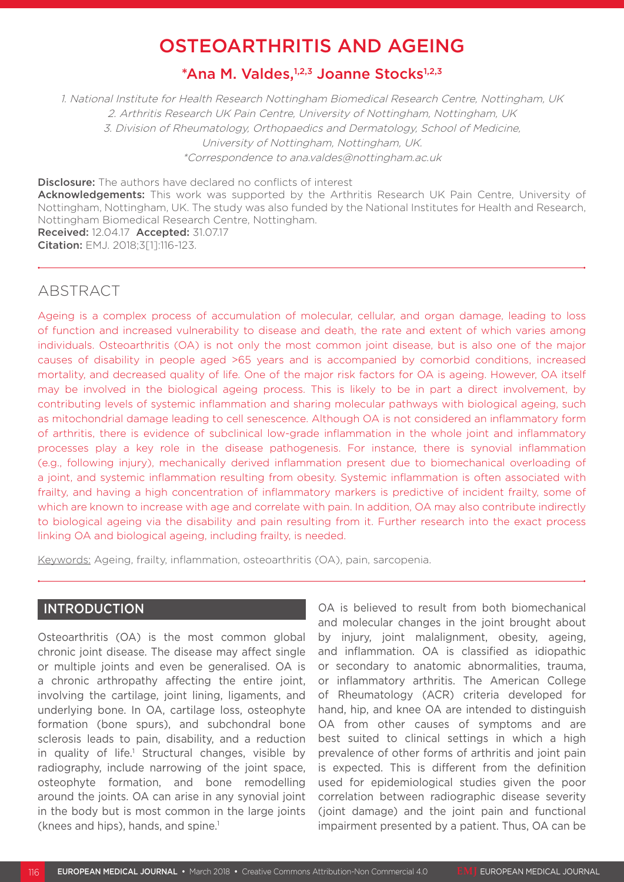# OSTEOARTHRITIS AND AGEING

**\*Ana M. Valdes,[1,2,3] Joanne Stocks[1,2,3]**

*1. National Institute for Health Research Nottingham Biomedical Research Centre, Nottingham, UK*
*2. Arthritis Research UK Pain Centre, University of Nottingham, Nottingham, UK*
*3. Division of Rheumatology, Orthopaedics and Dermatology, School of Medicine, University of Nottingham, Nottingham, UK.*
*\*Correspondence to ana.valdes@nottingham.ac.uk*

**Disclosure:** The authors have declared no conflicts of interest
**Acknowledgements:** This work was supported by the Arthritis Research UK Pain Centre, University of Nottingham, Nottingham, UK. The study was also funded by the National Institutes for Health and Research, Nottingham Biomedical Research Centre, Nottingham.
**Received:** 12.04.17 **Accepted:** 31.07.17
**Citation:** EMJ. 2018;3[1]:116-123.

## ABSTRACT

Ageing is a complex process of accumulation of molecular, cellular, and organ damage, leading to loss of function and increased vulnerability to disease and death, the rate and extent of which varies among individuals. Osteoarthritis (OA) is not only the most common joint disease, but is also one of the major causes of disability in people aged >65 years and is accompanied by comorbid conditions, increased mortality, and decreased quality of life. One of the major risk factors for OA is ageing. However, OA itself may be involved in the biological ageing process. This is likely to be in part a direct involvement, by contributing levels of systemic inflammation and sharing molecular pathways with biological ageing, such as mitochondrial damage leading to cell senescence. Although OA is not considered an inflammatory form of arthritis, there is evidence of subclinical low-grade inflammation in the whole joint and inflammatory processes play a key role in the disease pathogenesis. For instance, there is synovial inflammation (e.g., following injury), mechanically derived inflammation present due to biomechanical overloading of a joint, and systemic inflammation resulting from obesity. Systemic inflammation is often associated with frailty, and having a high concentration of inflammatory markers is predictive of incident frailty, some of which are known to increase with age and correlate with pain. In addition, OA may also contribute indirectly to biological ageing via the disability and pain resulting from it. Further research into the exact process linking OA and biological ageing, including frailty, is needed.

Keywords: Ageing, frailty, inflammation, osteoarthritis (OA), pain, sarcopenia.

## INTRODUCTION

Osteoarthritis (OA) is the most common global chronic joint disease. The disease may affect single or multiple joints and even be generalised. OA is a chronic arthropathy affecting the entire joint, involving the cartilage, joint lining, ligaments, and underlying bone. In OA, cartilage loss, osteophyte formation (bone spurs), and subchondral bone sclerosis leads to pain, disability, and a reduction in quality of life.[1] Structural changes, visible by radiography, include narrowing of the joint space, osteophyte formation, and bone remodelling around the joints. OA can arise in any synovial joint in the body but is most common in the large joints (knees and hips), hands, and spine.[1]

OA is believed to result from both biomechanical and molecular changes in the joint brought about by injury, joint malalignment, obesity, ageing, and inflammation. OA is classified as idiopathic or secondary to anatomic abnormalities, trauma, or inflammatory arthritis. The American College of Rheumatology (ACR) criteria developed for hand, hip, and knee OA are intended to distinguish OA from other causes of symptoms and are best suited to clinical settings in which a high prevalence of other forms of arthritis and joint pain is expected. This is different from the definition used for epidemiological studies given the poor correlation between radiographic disease severity (joint damage) and the joint pain and functional impairment presented by a patient. Thus, OA can be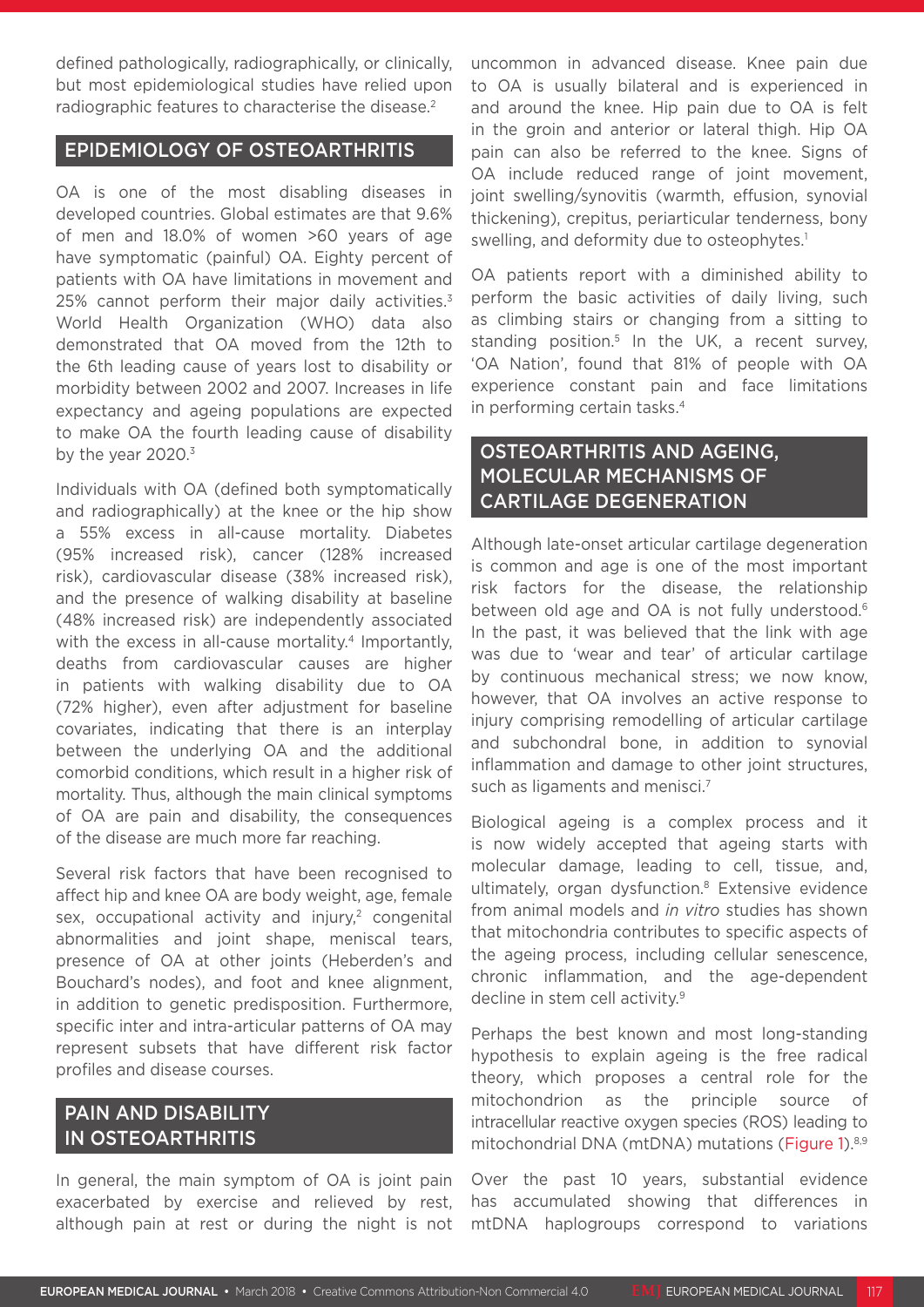defined pathologically, radiographically, or clinically, but most epidemiological studies have relied upon radiographic features to characterise the disease.[2]

## EPIDEMIOLOGY OF OSTEOARTHRITIS

OA is one of the most disabling diseases in developed countries. Global estimates are that 9.6% of men and 18.0% of women >60 years of age have symptomatic (painful) OA. Eighty percent of patients with OA have limitations in movement and 25% cannot perform their major daily activities.[3] World Health Organization (WHO) data also demonstrated that OA moved from the 12th to the 6th leading cause of years lost to disability or morbidity between 2002 and 2007. Increases in life expectancy and ageing populations are expected to make OA the fourth leading cause of disability by the year 2020.[3]

Individuals with OA (defined both symptomatically and radiographically) at the knee or the hip show a 55% excess in all-cause mortality. Diabetes (95% increased risk), cancer (128% increased risk), cardiovascular disease (38% increased risk), and the presence of walking disability at baseline (48% increased risk) are independently associated with the excess in all-cause mortality.[4] Importantly, deaths from cardiovascular causes are higher in patients with walking disability due to OA (72% higher), even after adjustment for baseline covariates, indicating that there is an interplay between the underlying OA and the additional comorbid conditions, which result in a higher risk of mortality. Thus, although the main clinical symptoms of OA are pain and disability, the consequences of the disease are much more far reaching.

Several risk factors that have been recognised to affect hip and knee OA are body weight, age, female sex, occupational activity and injury,[2] congenital abnormalities and joint shape, meniscal tears, presence of OA at other joints (Heberden's and Bouchard's nodes), and foot and knee alignment, in addition to genetic predisposition. Furthermore, specific inter and intra-articular patterns of OA may represent subsets that have different risk factor profiles and disease courses.

## PAIN AND DISABILITY IN OSTEOARTHRITIS

In general, the main symptom of OA is joint pain exacerbated by exercise and relieved by rest, although pain at rest or during the night is not uncommon in advanced disease. Knee pain due to OA is usually bilateral and is experienced in and around the knee. Hip pain due to OA is felt in the groin and anterior or lateral thigh. Hip OA pain can also be referred to the knee. Signs of OA include reduced range of joint movement, joint swelling/synovitis (warmth, effusion, synovial thickening), crepitus, periarticular tenderness, bony swelling, and deformity due to osteophytes.[1]

OA patients report with a diminished ability to perform the basic activities of daily living, such as climbing stairs or changing from a sitting to standing position.[5] In the UK, a recent survey, 'OA Nation', found that 81% of people with OA experience constant pain and face limitations in performing certain tasks.[4]

## OSTEOARTHRITIS AND AGEING, MOLECULAR MECHANISMS OF CARTILAGE DEGENERATION

Although late-onset articular cartilage degeneration is common and age is one of the most important risk factors for the disease, the relationship between old age and OA is not fully understood.[6] In the past, it was believed that the link with age was due to 'wear and tear' of articular cartilage by continuous mechanical stress; we now know, however, that OA involves an active response to injury comprising remodelling of articular cartilage and subchondral bone, in addition to synovial inflammation and damage to other joint structures, such as ligaments and menisci.[7]

Biological ageing is a complex process and it is now widely accepted that ageing starts with molecular damage, leading to cell, tissue, and, ultimately, organ dysfunction.[8] Extensive evidence from animal models and *in vitro* studies has shown that mitochondria contributes to specific aspects of the ageing process, including cellular senescence, chronic inflammation, and the age-dependent decline in stem cell activity.[9]

Perhaps the best known and most long-standing hypothesis to explain ageing is the free radical theory, which proposes a central role for the mitochondrion as the principle source of intracellular reactive oxygen species (ROS) leading to mitochondrial DNA (mtDNA) mutations (Figure 1).[8,9]

Over the past 10 years, substantial evidence has accumulated showing that differences in mtDNA haplogroups correspond to variations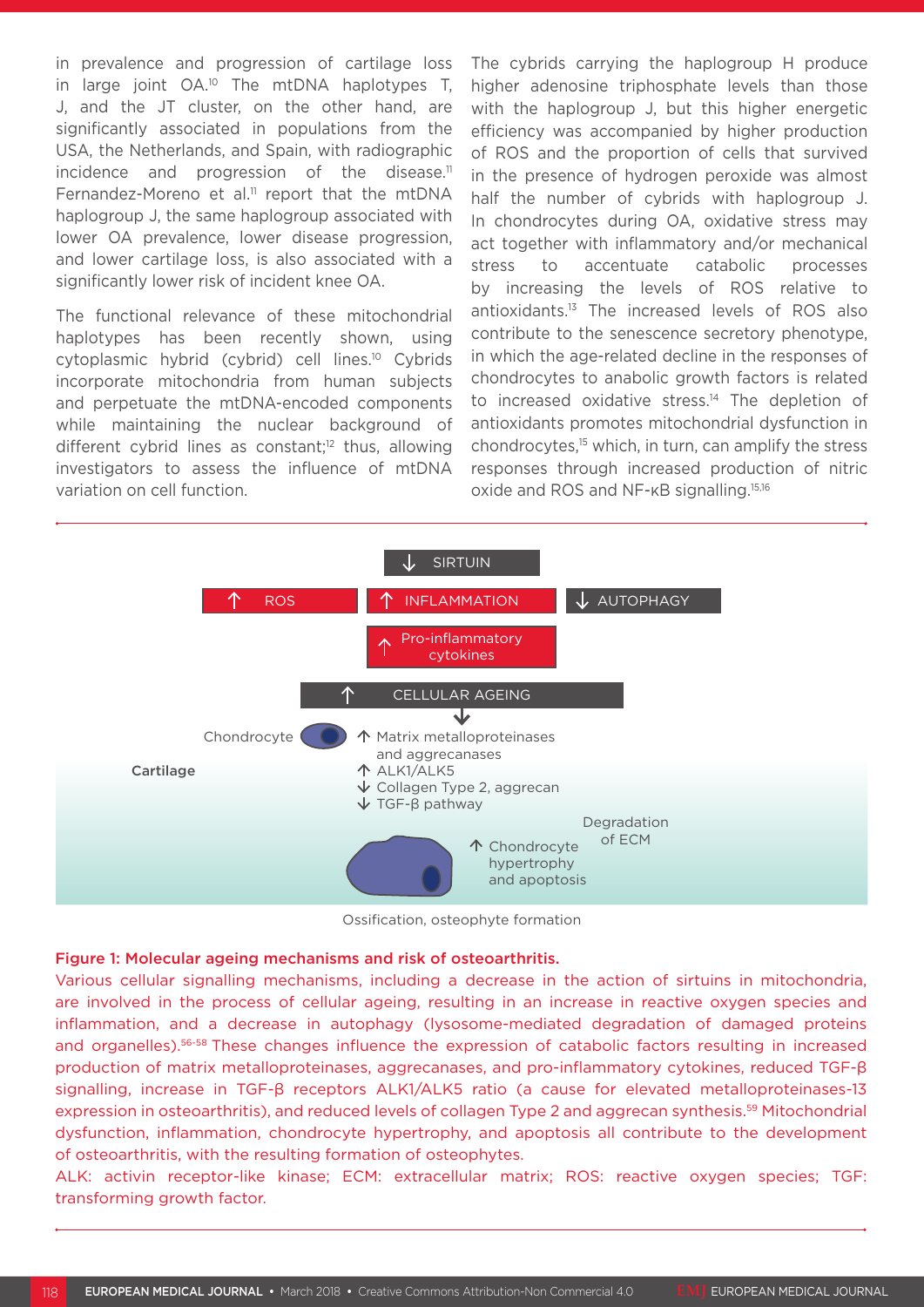in prevalence and progression of cartilage loss in large joint OA.[10] The mtDNA haplotypes T, J, and the JT cluster, on the other hand, are significantly associated in populations from the USA, the Netherlands, and Spain, with radiographic incidence and progression of the disease.[11] Fernandez-Moreno et al.[11] report that the mtDNA haplogroup J, the same haplogroup associated with lower OA prevalence, lower disease progression, and lower cartilage loss, is also associated with a significantly lower risk of incident knee OA.

The functional relevance of these mitochondrial haplotypes has been recently shown, using cytoplasmic hybrid (cybrid) cell lines.[10] Cybrids incorporate mitochondria from human subjects and perpetuate the mtDNA-encoded components while maintaining the nuclear background of different cybrid lines as constant;[12] thus, allowing investigators to assess the influence of mtDNA variation on cell function.

The cybrids carrying the haplogroup H produce higher adenosine triphosphate levels than those with the haplogroup J, but this higher energetic efficiency was accompanied by higher production of ROS and the proportion of cells that survived in the presence of hydrogen peroxide was almost half the number of cybrids with haplogroup J. In chondrocytes during OA, oxidative stress may act together with inflammatory and/or mechanical stress to accentuate catabolic processes by increasing the levels of ROS relative to antioxidants.[13] The increased levels of ROS also contribute to the senescence secretory phenotype, in which the age-related decline in the responses of chondrocytes to anabolic growth factors is related to increased oxidative stress.[14] The depletion of antioxidants promotes mitochondrial dysfunction in chondrocytes,[15] which, in turn, can amplify the stress responses through increased production of nitric oxide and ROS and NF-κB signalling.[15,16]

↓ SIRTUIN

↑ ROS | ↑ INFLAMMATION | ↓ AUTOPHAGY

↑ Pro-inflammatory cytokines

↑ CELLULAR AGEING

Chondrocyte

Cartilage

↑ Matrix metalloproteinases and aggrecanases
↑ ALK1/ALK5
↓ Collagen Type 2, aggrecan
↓ TGF-β pathway

Degradation of ECM

↑ Chondrocyte hypertrophy and apoptosis

Ossification, osteophyte formation

**Figure 1: Molecular ageing mechanisms and risk of osteoarthritis.**

Various cellular signalling mechanisms, including a decrease in the action of sirtuins in mitochondria, are involved in the process of cellular ageing, resulting in an increase in reactive oxygen species and inflammation, and a decrease in autophagy (lysosome-mediated degradation of damaged proteins and organelles).[56-58] These changes influence the expression of catabolic factors resulting in increased production of matrix metalloproteinases, aggrecanases, and pro-inflammatory cytokines, reduced TGF-β signalling, increase in TGF-β receptors ALK1/ALK5 ratio (a cause for elevated metalloproteinases-13 expression in osteoarthritis), and reduced levels of collagen Type 2 and aggrecan synthesis.[59] Mitochondrial dysfunction, inflammation, chondrocyte hypertrophy, and apoptosis all contribute to the development of osteoarthritis, with the resulting formation of osteophytes.

ALK: activin receptor-like kinase; ECM: extracellular matrix; ROS: reactive oxygen species; TGF: transforming growth factor.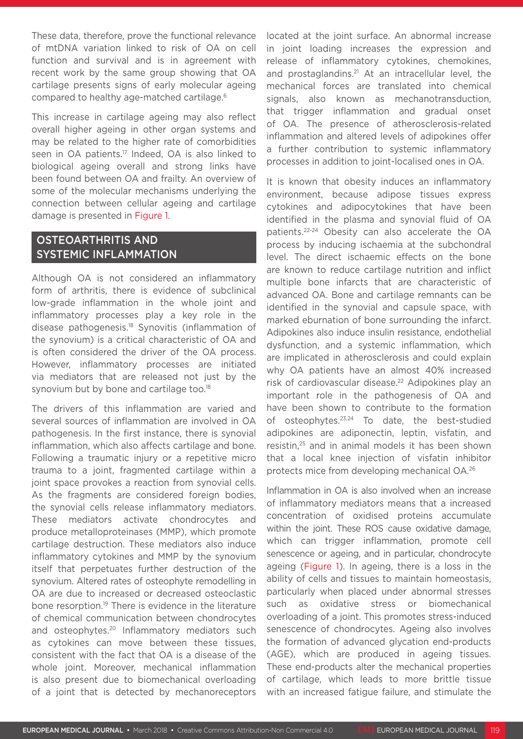These data, therefore, prove the functional relevance of mtDNA variation linked to risk of OA on cell function and survival and is in agreement with recent work by the same group showing that OA cartilage presents signs of early molecular ageing compared to healthy age-matched cartilage.[6]

This increase in cartilage ageing may also reflect overall higher ageing in other organ systems and may be related to the higher rate of comorbidities seen in OA patients.[17] Indeed, OA is also linked to biological ageing overall and strong links have been found between OA and frailty. An overview of some of the molecular mechanisms underlying the connection between cellular ageing and cartilage damage is presented in Figure 1.

## OSTEOARTHRITIS AND SYSTEMIC INFLAMMATION

Although OA is not considered an inflammatory form of arthritis, there is evidence of subclinical low-grade inflammation in the whole joint and inflammatory processes play a key role in the disease pathogenesis.[18] Synovitis (inflammation of the synovium) is a critical characteristic of OA and is often considered the driver of the OA process. However, inflammatory processes are initiated via mediators that are released not just by the synovium but by bone and cartilage too.[18]

The drivers of this inflammation are varied and several sources of inflammation are involved in OA pathogenesis. In the first instance, there is synovial inflammation, which also affects cartilage and bone. Following a traumatic injury or a repetitive micro trauma to a joint, fragmented cartilage within a joint space provokes a reaction from synovial cells. As the fragments are considered foreign bodies, the synovial cells release inflammatory mediators. These mediators activate chondrocytes and produce metalloproteinases (MMP), which promote cartilage destruction. These mediators also induce inflammatory cytokines and MMP by the synovium itself that perpetuates further destruction of the synovium. Altered rates of osteophyte remodelling in OA are due to increased or decreased osteoclastic bone resorption.[19] There is evidence in the literature of chemical communication between chondrocytes and osteophytes.[20] Inflammatory mediators such as cytokines can move between these tissues, consistent with the fact that OA is a disease of the whole joint. Moreover, mechanical inflammation is also present due to biomechanical overloading of a joint that is detected by mechanoreceptors located at the joint surface. An abnormal increase in joint loading increases the expression and release of inflammatory cytokines, chemokines, and prostaglandins.[21] At an intracellular level, the mechanical forces are translated into chemical signals, also known as mechanotransduction, that trigger inflammation and gradual onset of OA. The presence of atherosclerosis-related inflammation and altered levels of adipokines offer a further contribution to systemic inflammatory processes in addition to joint-localised ones in OA.

It is known that obesity induces an inflammatory environment, because adipose tissues express cytokines and adipocytokines that have been identified in the plasma and synovial fluid of OA patients.[22-24] Obesity can also accelerate the OA process by inducing ischaemia at the subchondral level. The direct ischaemic effects on the bone are known to reduce cartilage nutrition and inflict multiple bone infarcts that are characteristic of advanced OA. Bone and cartilage remnants can be identified in the synovial and capsule space, with marked eburnation of bone surrounding the infarct. Adipokines also induce insulin resistance, endothelial dysfunction, and a systemic inflammation, which are implicated in atherosclerosis and could explain why OA patients have an almost 40% increased risk of cardiovascular disease.[22] Adipokines play an important role in the pathogenesis of OA and have been shown to contribute to the formation of osteophytes.[23,24] To date, the best-studied adipokines are adiponectin, leptin, visfatin, and resistin,[25] and in animal models it has been shown that a local knee injection of visfatin inhibitor protects mice from developing mechanical OA.[26]

Inflammation in OA is also involved when an increase of inflammatory mediators means that a increased concentration of oxidised proteins accumulate within the joint. These ROS cause oxidative damage, which can trigger inflammation, promote cell senescence or ageing, and in particular, chondrocyte ageing (Figure 1). In ageing, there is a loss in the ability of cells and tissues to maintain homeostasis, particularly when placed under abnormal stresses such as oxidative stress or biomechanical overloading of a joint. This promotes stress-induced senescence of chondrocytes. Ageing also involves the formation of advanced glycation end-products (AGE), which are produced in ageing tissues. These end-products alter the mechanical properties of cartilage, which leads to more brittle tissue with an increased fatigue failure, and stimulate the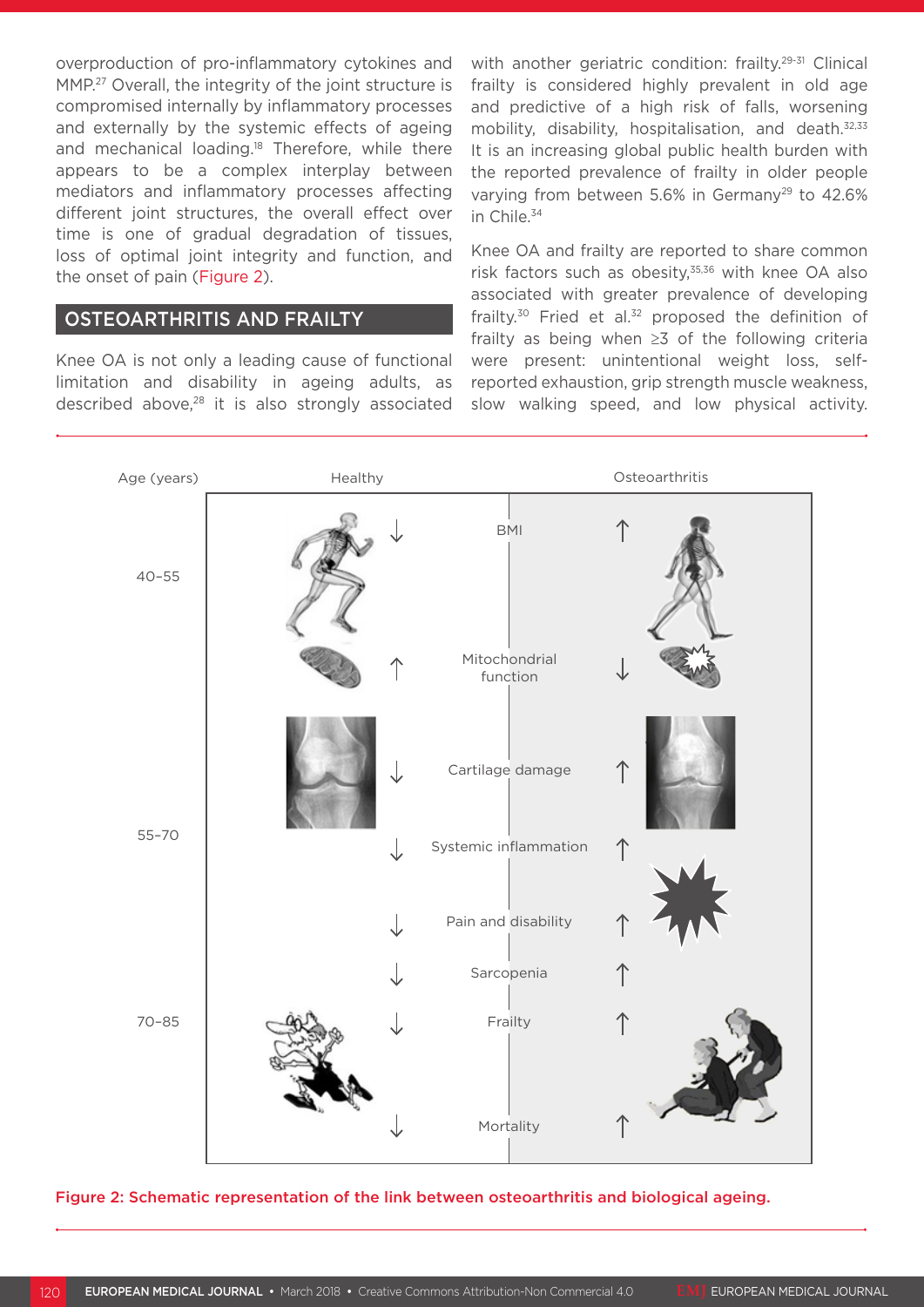overproduction of pro-inflammatory cytokines and MMP.[27] Overall, the integrity of the joint structure is compromised internally by inflammatory processes and externally by the systemic effects of ageing and mechanical loading.[18] Therefore, while there appears to be a complex interplay between mediators and inflammatory processes affecting different joint structures, the overall effect over time is one of gradual degradation of tissues, loss of optimal joint integrity and function, and the onset of pain (Figure 2).

## OSTEOARTHRITIS AND FRAILTY

Knee OA is not only a leading cause of functional limitation and disability in ageing adults, as described above,[28] it is also strongly associated with another geriatric condition: frailty.[29-31] Clinical frailty is considered highly prevalent in old age and predictive of a high risk of falls, worsening mobility, disability, hospitalisation, and death.[32,33] It is an increasing global public health burden with the reported prevalence of frailty in older people varying from between 5.6% in Germany[29] to 42.6% in Chile.[34]

Knee OA and frailty are reported to share common risk factors such as obesity,[35,36] with knee OA also associated with greater prevalence of developing frailty.[30] Fried et al.[32] proposed the definition of frailty as being when ≥3 of the following criteria were present: unintentional weight loss, self-reported exhaustion, grip strength muscle weakness, slow walking speed, and low physical activity.

| Age (years) | Healthy | | Osteoarthritis |
|---|---|---|---|
| 40–55 | ↓ | BMI | ↑ |
| | ↑ | Mitochondrial function | ↓ |
| | ↓ | Cartilage damage | ↑ |
| 55–70 | ↓ | Systemic inflammation | ↑ |
| | ↓ | Pain and disability | ↑ |
| | ↓ | Sarcopenia | ↑ |
| 70–85 | ↓ | Frailty | ↑ |
| | ↓ | Mortality | ↑ |

Figure 2: Schematic representation of the link between osteoarthritis and biological ageing.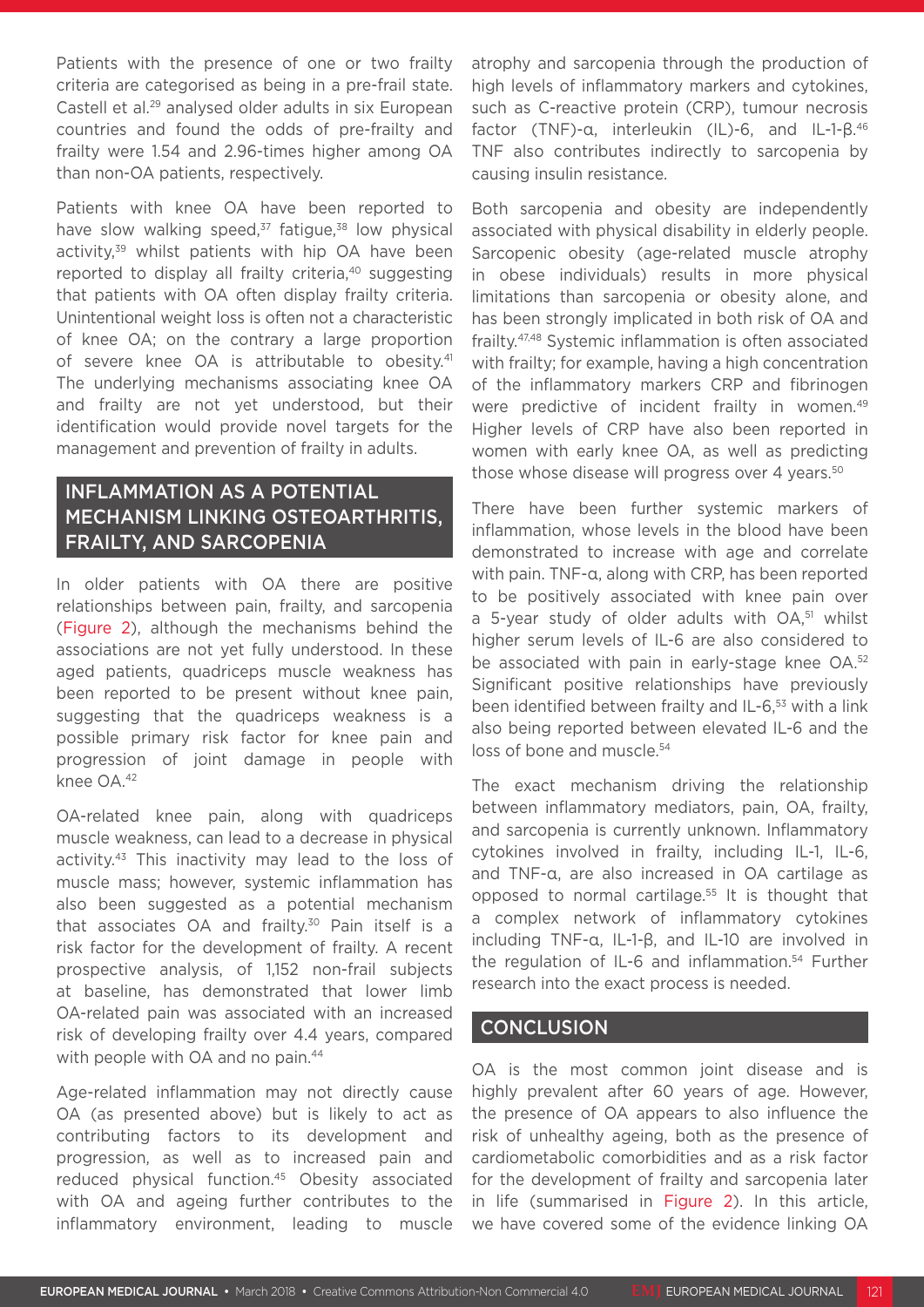Patients with the presence of one or two frailty criteria are categorised as being in a pre-frail state. Castell et al.[29] analysed older adults in six European countries and found the odds of pre-frailty and frailty were 1.54 and 2.96-times higher among OA than non-OA patients, respectively.

Patients with knee OA have been reported to have slow walking speed,[37] fatigue,[38] low physical activity,[39] whilst patients with hip OA have been reported to display all frailty criteria,[40] suggesting that patients with OA often display frailty criteria. Unintentional weight loss is often not a characteristic of knee OA; on the contrary a large proportion of severe knee OA is attributable to obesity.[41] The underlying mechanisms associating knee OA and frailty are not yet understood, but their identification would provide novel targets for the management and prevention of frailty in adults.

## INFLAMMATION AS A POTENTIAL MECHANISM LINKING OSTEOARTHRITIS, FRAILTY, AND SARCOPENIA

In older patients with OA there are positive relationships between pain, frailty, and sarcopenia (Figure 2), although the mechanisms behind the associations are not yet fully understood. In these aged patients, quadriceps muscle weakness has been reported to be present without knee pain, suggesting that the quadriceps weakness is a possible primary risk factor for knee pain and progression of joint damage in people with knee OA.[42]

OA-related knee pain, along with quadriceps muscle weakness, can lead to a decrease in physical activity.[43] This inactivity may lead to the loss of muscle mass; however, systemic inflammation has also been suggested as a potential mechanism that associates OA and frailty.[30] Pain itself is a risk factor for the development of frailty. A recent prospective analysis, of 1,152 non-frail subjects at baseline, has demonstrated that lower limb OA-related pain was associated with an increased risk of developing frailty over 4.4 years, compared with people with OA and no pain.[44]

Age-related inflammation may not directly cause OA (as presented above) but is likely to act as contributing factors to its development and progression, as well as to increased pain and reduced physical function.[45] Obesity associated with OA and ageing further contributes to the inflammatory environment, leading to muscle atrophy and sarcopenia through the production of high levels of inflammatory markers and cytokines, such as C-reactive protein (CRP), tumour necrosis factor (TNF)-α, interleukin (IL)-6, and IL-1-β.[46] TNF also contributes indirectly to sarcopenia by causing insulin resistance.

Both sarcopenia and obesity are independently associated with physical disability in elderly people. Sarcopenic obesity (age-related muscle atrophy in obese individuals) results in more physical limitations than sarcopenia or obesity alone, and has been strongly implicated in both risk of OA and frailty.[47,48] Systemic inflammation is often associated with frailty; for example, having a high concentration of the inflammatory markers CRP and fibrinogen were predictive of incident frailty in women.[49] Higher levels of CRP have also been reported in women with early knee OA, as well as predicting those whose disease will progress over 4 years.[50]

There have been further systemic markers of inflammation, whose levels in the blood have been demonstrated to increase with age and correlate with pain. TNF-α, along with CRP, has been reported to be positively associated with knee pain over a 5-year study of older adults with OA,[51] whilst higher serum levels of IL-6 are also considered to be associated with pain in early-stage knee OA.[52] Significant positive relationships have previously been identified between frailty and IL-6,[53] with a link also being reported between elevated IL-6 and the loss of bone and muscle.[54]

The exact mechanism driving the relationship between inflammatory mediators, pain, OA, frailty, and sarcopenia is currently unknown. Inflammatory cytokines involved in frailty, including IL-1, IL-6, and TNF-α, are also increased in OA cartilage as opposed to normal cartilage.[55] It is thought that a complex network of inflammatory cytokines including TNF-α, IL-1-β, and IL-10 are involved in the regulation of IL-6 and inflammation.[54] Further research into the exact process is needed.

## CONCLUSION

OA is the most common joint disease and is highly prevalent after 60 years of age. However, the presence of OA appears to also influence the risk of unhealthy ageing, both as the presence of cardiometabolic comorbidities and as a risk factor for the development of frailty and sarcopenia later in life (summarised in Figure 2). In this article, we have covered some of the evidence linking OA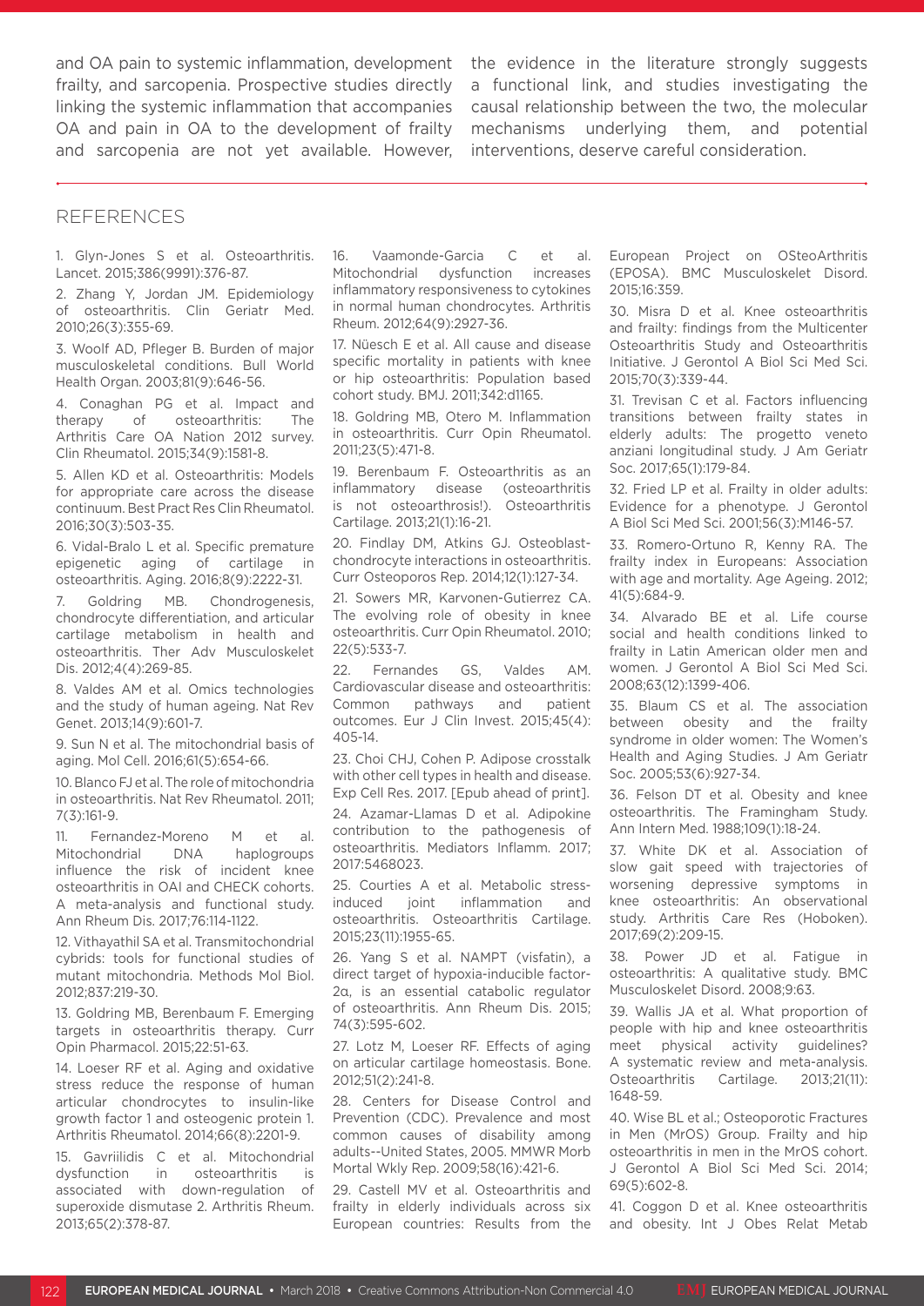and OA pain to systemic inflammation, development frailty, and sarcopenia. Prospective studies directly linking the systemic inflammation that accompanies OA and pain in OA to the development of frailty and sarcopenia are not yet available. However, the evidence in the literature strongly suggests a functional link, and studies investigating the causal relationship between the two, the molecular mechanisms underlying them, and potential interventions, deserve careful consideration.

## REFERENCES

1. Glyn-Jones S et al. Osteoarthritis. Lancet. 2015;386(9991):376-87.

2. Zhang Y, Jordan JM. Epidemiology of osteoarthritis. Clin Geriatr Med. 2010;26(3):355-69.

3. Woolf AD, Pfleger B. Burden of major musculoskeletal conditions. Bull World Health Organ. 2003;81(9):646-56.

4. Conaghan PG et al. Impact and therapy of osteoarthritis: The Arthritis Care OA Nation 2012 survey. Clin Rheumatol. 2015;34(9):1581-8.

5. Allen KD et al. Osteoarthritis: Models for appropriate care across the disease continuum. Best Pract Res Clin Rheumatol. 2016;30(3):503-35.

6. Vidal-Bralo L et al. Specific premature epigenetic aging of cartilage in osteoarthritis. Aging. 2016;8(9):2222-31.

7. Goldring MB. Chondrogenesis, chondrocyte differentiation, and articular cartilage metabolism in health and osteoarthritis. Ther Adv Musculoskelet Dis. 2012;4(4):269-85.

8. Valdes AM et al. Omics technologies and the study of human ageing. Nat Rev Genet. 2013;14(9):601-7.

9. Sun N et al. The mitochondrial basis of aging. Mol Cell. 2016;61(5):654-66.

10. Blanco FJ et al. The role of mitochondria in osteoarthritis. Nat Rev Rheumatol. 2011;7(3):161-9.

11. Fernandez-Moreno M et al. Mitochondrial DNA haplogroups influence the risk of incident knee osteoarthritis in OAI and CHECK cohorts. A meta-analysis and functional study. Ann Rheum Dis. 2017;76:114-1122.

12. Vithayathil SA et al. Transmitochondrial cybrids: tools for functional studies of mutant mitochondria. Methods Mol Biol. 2012;837:219-30.

13. Goldring MB, Berenbaum F. Emerging targets in osteoarthritis therapy. Curr Opin Pharmacol. 2015;22:51-63.

14. Loeser RF et al. Aging and oxidative stress reduce the response of human articular chondrocytes to insulin-like growth factor 1 and osteogenic protein 1. Arthritis Rheumatol. 2014;66(8):2201-9.

15. Gavriilidis C et al. Mitochondrial dysfunction in osteoarthritis is associated with down-regulation of superoxide dismutase 2. Arthritis Rheum. 2013;65(2):378-87.

16. Vaamonde-Garcia C et al. Mitochondrial dysfunction increases inflammatory responsiveness to cytokines in normal human chondrocytes. Arthritis Rheum. 2012;64(9):2927-36.

17. Nüesch E et al. All cause and disease specific mortality in patients with knee or hip osteoarthritis: Population based cohort study. BMJ. 2011;342:d1165.

18. Goldring MB, Otero M. Inflammation in osteoarthritis. Curr Opin Rheumatol. 2011;23(5):471-8.

19. Berenbaum F. Osteoarthritis as an inflammatory disease (osteoarthritis is not osteoarthrosis!). Osteoarthritis Cartilage. 2013;21(1):16-21.

20. Findlay DM, Atkins GJ. Osteoblast-chondrocyte interactions in osteoarthritis. Curr Osteoporos Rep. 2014;12(1):127-34.

21. Sowers MR, Karvonen-Gutierrez CA. The evolving role of obesity in knee osteoarthritis. Curr Opin Rheumatol. 2010; 22(5):533-7.

22. Fernandes GS, Valdes AM. Cardiovascular disease and osteoarthritis: Common pathways and patient outcomes. Eur J Clin Invest. 2015;45(4): 405-14.

23. Choi CHJ, Cohen P. Adipose crosstalk with other cell types in health and disease. Exp Cell Res. 2017. [Epub ahead of print].

24. Azamar-Llamas D et al. Adipokine contribution to the pathogenesis of osteoarthritis. Mediators Inflamm. 2017; 2017:5468023.

25. Courties A et al. Metabolic stress-induced joint inflammation and osteoarthritis. Osteoarthritis Cartilage. 2015;23(11):1955-65.

26. Yang S et al. NAMPT (visfatin), a direct target of hypoxia-inducible factor-2α, is an essential catabolic regulator of osteoarthritis. Ann Rheum Dis. 2015; 74(3):595-602.

27. Lotz M, Loeser RF. Effects of aging on articular cartilage homeostasis. Bone. 2012;51(2):241-8.

28. Centers for Disease Control and Prevention (CDC). Prevalence and most common causes of disability among adults--United States, 2005. MMWR Morb Mortal Wkly Rep. 2009;58(16):421-6.

29. Castell MV et al. Osteoarthritis and frailty in elderly individuals across six European countries: Results from the European Project on OSteoArthritis (EPOSA). BMC Musculoskelet Disord. 2015;16:359.

30. Misra D et al. Knee osteoarthritis and frailty: findings from the Multicenter Osteoarthritis Study and Osteoarthritis Initiative. J Gerontol A Biol Sci Med Sci. 2015;70(3):339-44.

31. Trevisan C et al. Factors influencing transitions between frailty states in elderly adults: The progetto veneto anziani longitudinal study. J Am Geriatr Soc. 2017;65(1):179-84.

32. Fried LP et al. Frailty in older adults: Evidence for a phenotype. J Gerontol A Biol Sci Med Sci. 2001;56(3):M146-57.

33. Romero-Ortuno R, Kenny RA. The frailty index in Europeans: Association with age and mortality. Age Ageing. 2012; 41(5):684-9.

34. Alvarado BE et al. Life course social and health conditions linked to frailty in Latin American older men and women. J Gerontol A Biol Sci Med Sci. 2008;63(12):1399-406.

35. Blaum CS et al. The association between obesity and the frailty syndrome in older women: The Women's Health and Aging Studies. J Am Geriatr Soc. 2005;53(6):927-34.

36. Felson DT et al. Obesity and knee osteoarthritis. The Framingham Study. Ann Intern Med. 1988;109(1):18-24.

37. White DK et al. Association of slow gait speed with trajectories of worsening depressive symptoms in knee osteoarthritis: An observational study. Arthritis Care Res (Hoboken). 2017;69(2):209-15.

38. Power JD et al. Fatigue in osteoarthritis: A qualitative study. BMC Musculoskelet Disord. 2008;9:63.

39. Wallis JA et al. What proportion of people with hip and knee osteoarthritis meet physical activity guidelines? A systematic review and meta-analysis. Osteoarthritis Cartilage. 2013;21(11): 1648-59.

40. Wise BL et al.; Osteoporotic Fractures in Men (MrOS) Group. Frailty and hip osteoarthritis in men in the MrOS cohort. J Gerontol A Biol Sci Med Sci. 2014; 69(5):602-8.

41. Coggon D et al. Knee osteoarthritis and obesity. Int J Obes Relat Metab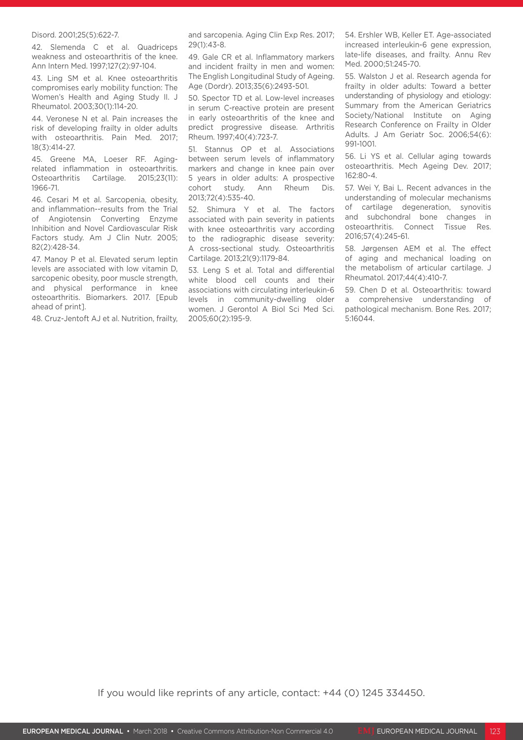Disord. 2001;25(5):622-7.

42. Slemenda C et al. Quadriceps weakness and osteoarthritis of the knee. Ann Intern Med. 1997;127(2):97-104.

43. Ling SM et al. Knee osteoarthritis compromises early mobility function: The Women's Health and Aging Study II. J Rheumatol. 2003;30(1):114-20.

44. Veronese N et al. Pain increases the risk of developing frailty in older adults with osteoarthritis. Pain Med. 2017; 18(3):414-27.

45. Greene MA, Loeser RF. Aging-related inflammation in osteoarthritis. Osteoarthritis Cartilage. 2015;23(11): 1966-71.

46. Cesari M et al. Sarcopenia, obesity, and inflammation--results from the Trial of Angiotensin Converting Enzyme Inhibition and Novel Cardiovascular Risk Factors study. Am J Clin Nutr. 2005; 82(2):428-34.

47. Manoy P et al. Elevated serum leptin levels are associated with low vitamin D, sarcopenic obesity, poor muscle strength, and physical performance in knee osteoarthritis. Biomarkers. 2017. [Epub ahead of print].

48. Cruz-Jentoft AJ et al. Nutrition, frailty, and sarcopenia. Aging Clin Exp Res. 2017; 29(1):43-8.

49. Gale CR et al. Inflammatory markers and incident frailty in men and women: The English Longitudinal Study of Ageing. Age (Dordr). 2013;35(6):2493-501.

50. Spector TD et al. Low-level increases in serum C-reactive protein are present in early osteoarthritis of the knee and predict progressive disease. Arthritis Rheum. 1997;40(4):723-7.

51. Stannus OP et al. Associations between serum levels of inflammatory markers and change in knee pain over 5 years in older adults: A prospective cohort study. Ann Rheum Dis. 2013;72(4):535-40.

52. Shimura Y et al. The factors associated with pain severity in patients with knee osteoarthritis vary according to the radiographic disease severity: A cross-sectional study. Osteoarthritis Cartilage. 2013;21(9):1179-84.

53. Leng S et al. Total and differential white blood cell counts and their associations with circulating interleukin-6 levels in community-dwelling older women. J Gerontol A Biol Sci Med Sci. 2005;60(2):195-9.

54. Ershler WB, Keller ET. Age-associated increased interleukin-6 gene expression, late-life diseases, and frailty. Annu Rev Med. 2000;51:245-70.

55. Walston J et al. Research agenda for frailty in older adults: Toward a better understanding of physiology and etiology: Summary from the American Geriatrics Society/National Institute on Aging Research Conference on Frailty in Older Adults. J Am Geriatr Soc. 2006;54(6): 991-1001.

56. Li YS et al. Cellular aging towards osteoarthritis. Mech Ageing Dev. 2017; 162:80-4.

57. Wei Y, Bai L. Recent advances in the understanding of molecular mechanisms of cartilage degeneration, synovitis and subchondral bone changes in osteoarthritis. Connect Tissue Res. 2016;57(4):245-61.

58. Jørgensen AEM et al. The effect of aging and mechanical loading on the metabolism of articular cartilage. J Rheumatol. 2017;44(4):410-7.

59. Chen D et al. Osteoarthritis: toward a comprehensive understanding of pathological mechanism. Bone Res. 2017; 5:16044.

If you would like reprints of any article, contact: +44 (0) 1245 334450.